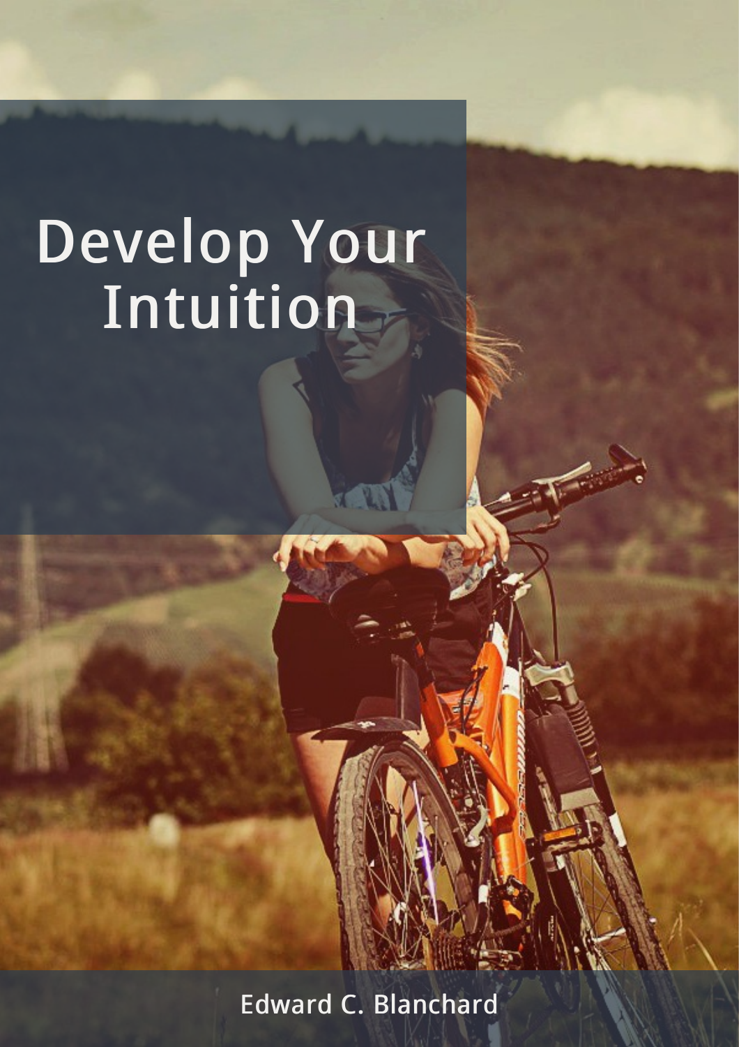# Develop Your Intuition

Edward C. Blanchard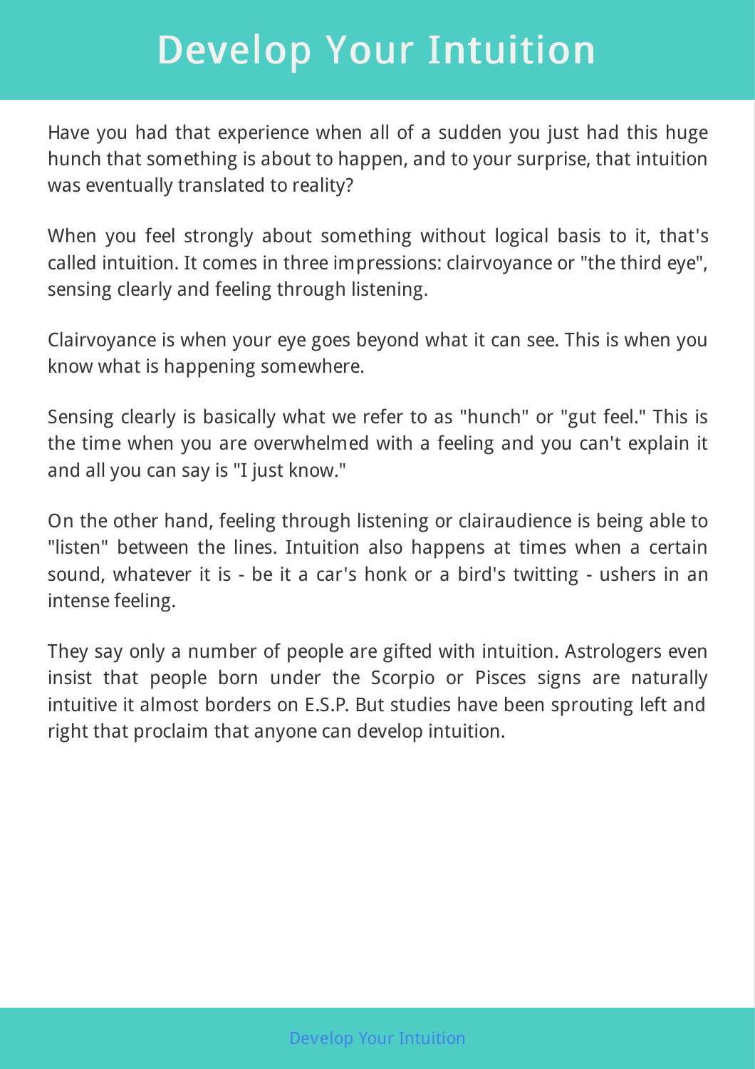# Develop Your Intuition

Have you had that experience when all of a sudden you just had this huge hunch that something is about to happen, and to your surprise, that intuition was eventually translated to reality?

When you feel strongly about something without logical basis to it, that's called intuition. It comes in three impressions: clairvoyance or "the third eye", sensing clearly and feeling through listening.

Clairvoyance is when your eye goes beyond what it can see. This is when you know what is happening somewhere.

Sensing clearly is basically what we refer to as "hunch" or "gut feel." This is the time when you are overwhelmed with a feeling and you can't explain it and all you can say is "I just know."

On the other hand, feeling through listening or clairaudience is being able to "listen" between the lines. Intuition also happens at times when a certain sound, whatever it is - be it a car's honk or a bird's twitting - ushers in an intense feeling.

They say only a number of people are gifted with intuition. Astrologers even insist that people born under the Scorpio or Pisces signs are naturally intuitive it almost borders on E.S.P. But studies have been sprouting left and right that proclaim that anyone can develop intuition.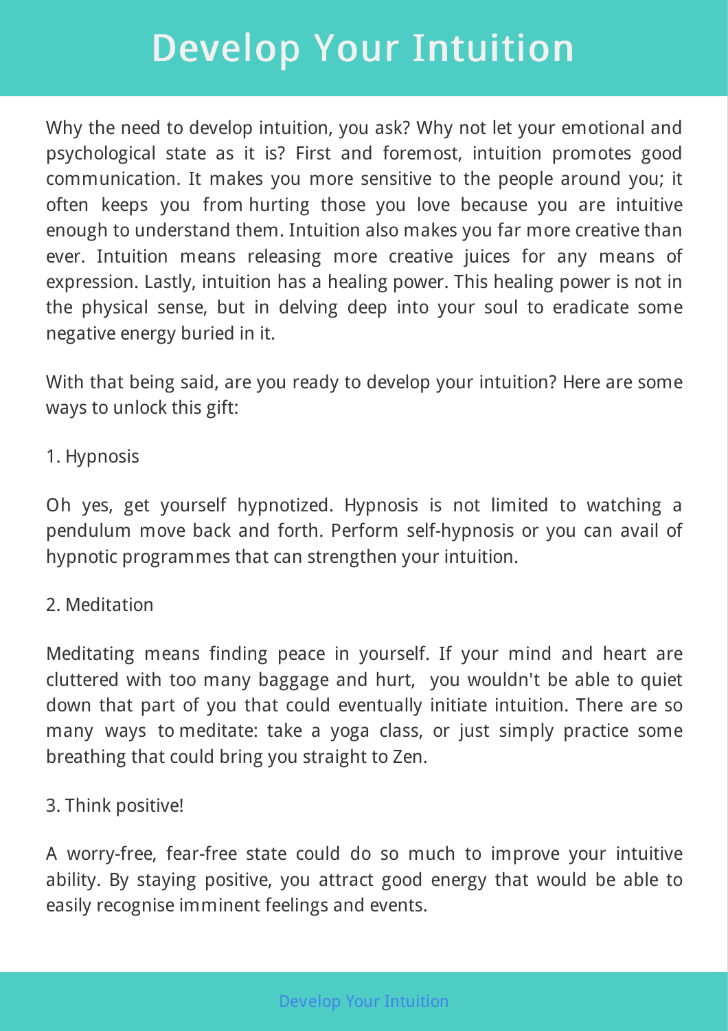# Develop Your Intuition

Why the need to develop intuition, you ask? Why not let your emotional and psychological state as it is? First and foremost, intuition promotes good communication. It makes you more sensitive to the people around you; it often keeps you from hurting those you love because you are intuitive enough to understand them. Intuition also makes you far more creative than ever. Intuition means releasing more creative juices for any means of expression. Lastly, intuition has a healing power. This healing power is not in the physical sense, but in delving deep into your soul to eradicate some negative energy buried in it.

With that being said, are you ready to develop your intuition? Here are some ways to unlock this gift:

1. Hypnosis

Oh yes, get yourself hypnotized. Hypnosis is not limited to watching a pendulum move back and forth. Perform self-hypnosis or you can avail of hypnotic programmes that can strengthen your intuition.

2. Meditation

Meditating means finding peace in yourself. If your mind and heart are cluttered with too many baggage and hurt, you wouldn't be able to quiet down that part of you that could eventually initiate intuition. There are so many ways to meditate: take a yoga class, or just simply practice some breathing that could bring you straight to Zen.

3. Think positive!

A worry-free, fear-free state could do so much to improve your intuitive ability. By staying positive, you attract good energy that would be able to easily recognise imminent feelings and events.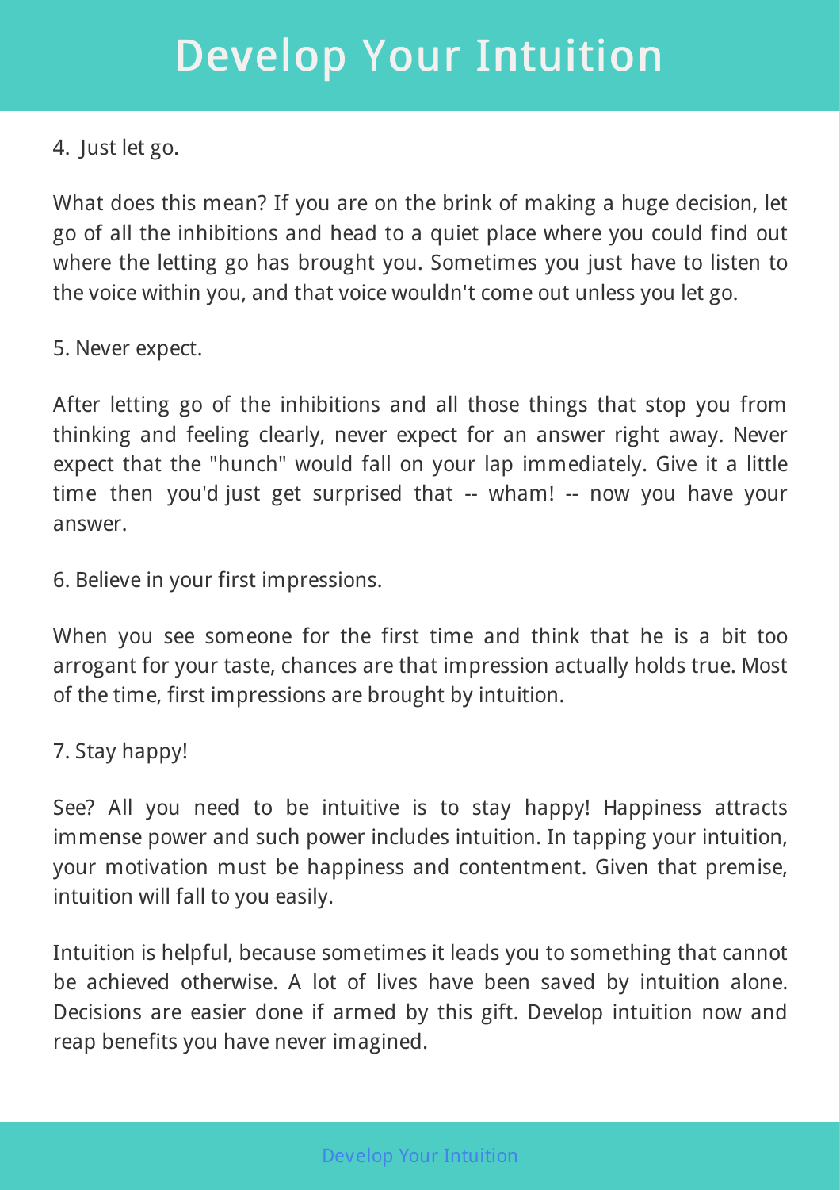4. Just let go.

What does this mean? If you are on the brink of making a huge decision, let go of all the inhibitions and head to a quiet place where you could find out where the letting go has brought you. Sometimes you just have to listen to the voice within you, and that voice wouldn't come out unless you let go.

5. Never expect.

After letting go of the inhibitions and all those things that stop you from thinking and feeling clearly, never expect for an answer right away. Never expect that the "hunch" would fall on your lap immediately. Give it a little time then you'd just get surprised that -- wham! -- now you have your answer.

6. Believe in your first impressions.

When you see someone for the first time and think that he is a bit too arrogant for your taste, chances are that impression actually holds true. Most of the time, first impressions are brought by intuition.

7. Stay happy!

See? All you need to be intuitive is to stay happy! Happiness attracts immense power and such power includes intuition. In tapping your intuition, your motivation must be happiness and contentment. Given that premise, intuition will fall to you easily.

Intuition is helpful, because sometimes it leads you to something that cannot be achieved otherwise. A lot of lives have been saved by intuition alone. Decisions are easier done if armed by this gift. Develop intuition now and reap benefits you have never imagined.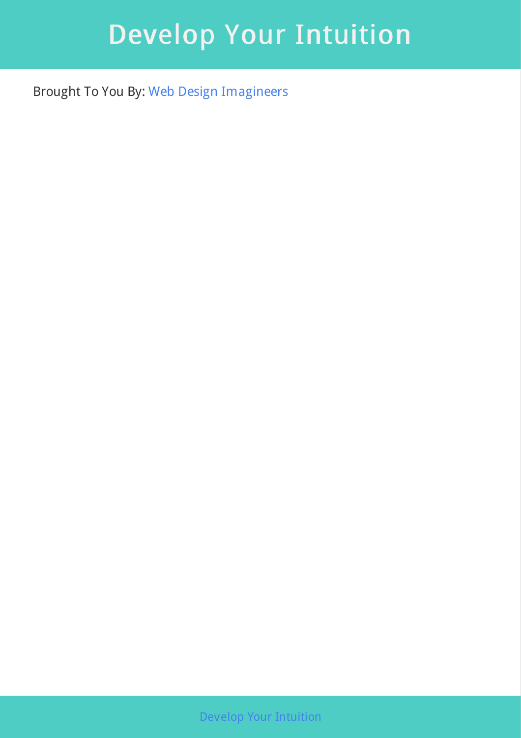Brought To You By: Web Design Imagineers